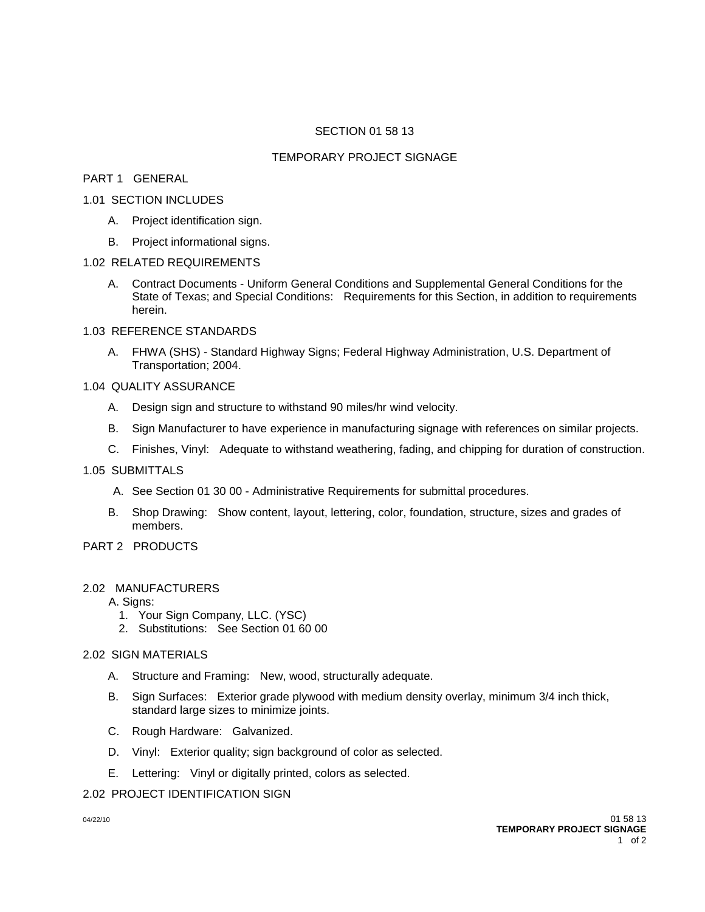# SECTION 01 58 13

## TEMPORARY PROJECT SIGNAGE

## PART 1 GENERAL

### 1.01 SECTION INCLUDES

A. Project identification sign.

B. Project informational signs.

### 1.02 RELATED REQUIREMENTS

A. Contract Documents - Uniform General Conditions and Supplemental General Conditions for the State of Texas; and Special Conditions: Requirements for this Section, in addition to requirements herein.

### 1.03 REFERENCE STANDARDS

A. FHWA (SHS) - Standard Highway Signs; Federal Highway Administration, U.S. Department of Transportation; 2004.

### 1.04 QUALITY ASSURANCE

A. Design sign and structure to withstand 90 miles/hr wind velocity.

B. Sign Manufacturer to have experience in manufacturing signage with references on similar projects.

C. Finishes, Vinyl: Adequate to withstand weathering, fading, and chipping for duration of construction.

### 1.05 SUBMITTALS

A. See Section 01 30 00 - Administrative Requirements for submittal procedures.

B. Shop Drawing: Show content, layout, lettering, color, foundation, structure, sizes and grades of members.

## PART 2 PRODUCTS

### 2.02 MANUFACTURERS

A. Signs:

1. Your Sign Company, LLC. (YSC)
2. Substitutions: See Section 01 60 00

### 2.02 SIGN MATERIALS

A. Structure and Framing: New, wood, structurally adequate.

B. Sign Surfaces: Exterior grade plywood with medium density overlay, minimum 3/4 inch thick, standard large sizes to minimize joints.

C. Rough Hardware: Galvanized.

D. Vinyl: Exterior quality; sign background of color as selected.

E. Lettering: Vinyl or digitally printed, colors as selected.

### 2.02 PROJECT IDENTIFICATION SIGN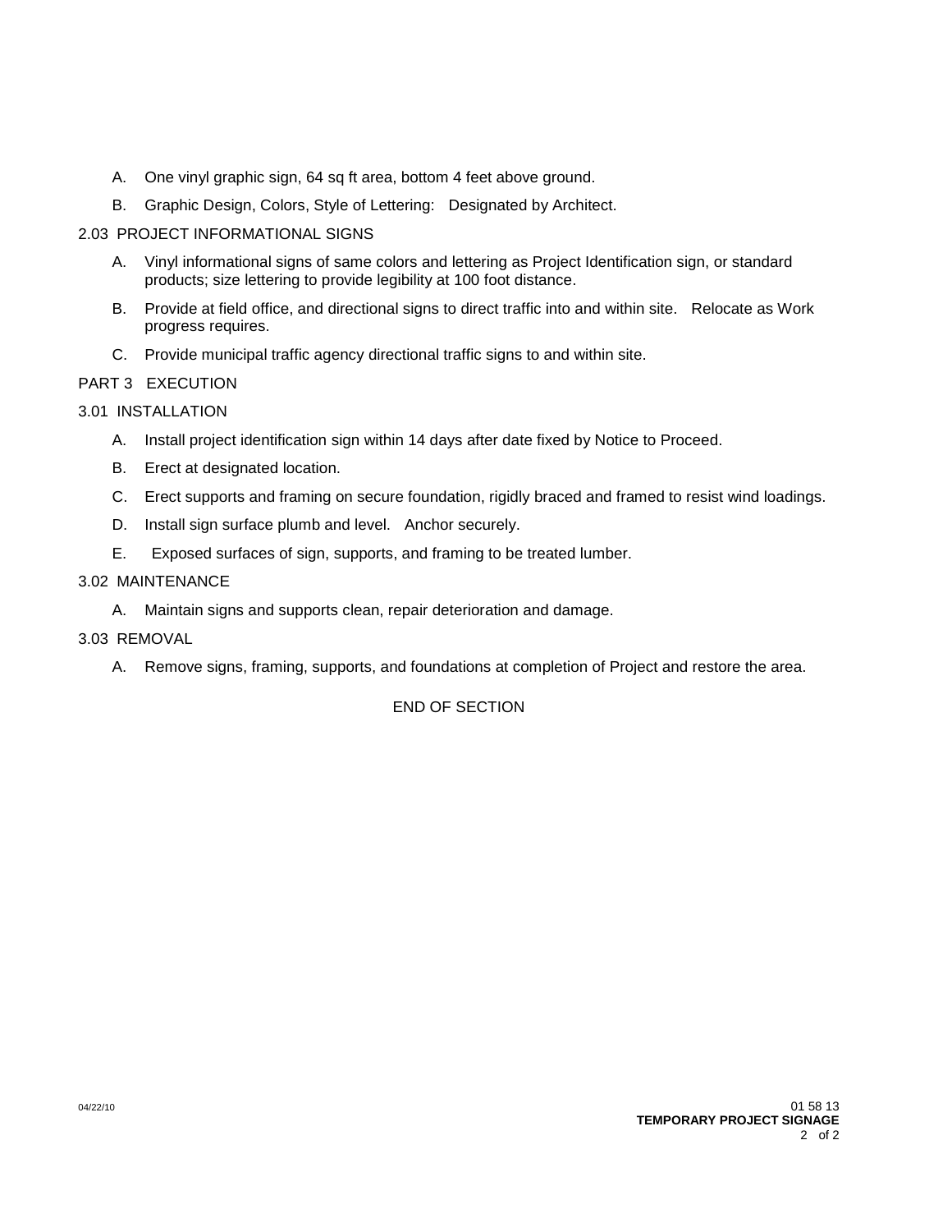A. One vinyl graphic sign, 64 sq ft area, bottom 4 feet above ground.

B. Graphic Design, Colors, Style of Lettering: Designated by Architect.

2.03 PROJECT INFORMATIONAL SIGNS

A. Vinyl informational signs of same colors and lettering as Project Identification sign, or standard products; size lettering to provide legibility at 100 foot distance.

B. Provide at field office, and directional signs to direct traffic into and within site. Relocate as Work progress requires.

C. Provide municipal traffic agency directional traffic signs to and within site.

PART 3 EXECUTION

3.01 INSTALLATION

A. Install project identification sign within 14 days after date fixed by Notice to Proceed.

B. Erect at designated location.

C. Erect supports and framing on secure foundation, rigidly braced and framed to resist wind loadings.

D. Install sign surface plumb and level. Anchor securely.

E. Exposed surfaces of sign, supports, and framing to be treated lumber.

3.02 MAINTENANCE

A. Maintain signs and supports clean, repair deterioration and damage.

3.03 REMOVAL

A. Remove signs, framing, supports, and foundations at completion of Project and restore the area.

END OF SECTION